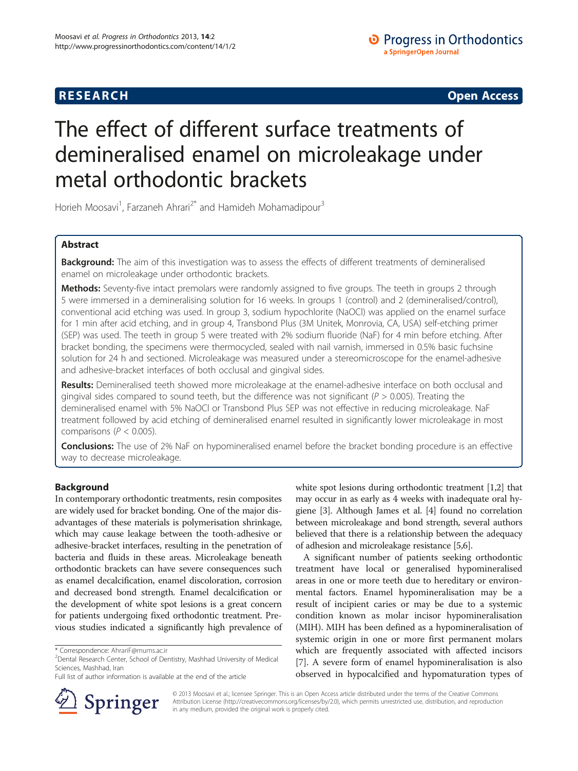RESEARCH Open Access

# The effect of different surface treatments of demineralised enamel on microleakage under metal orthodontic brackets

Horieh Moosavi[1], Farzaneh Ahrari[2*] and Hamideh Mohamadipour[3]

## Abstract

**Background:** The aim of this investigation was to assess the effects of different treatments of demineralised enamel on microleakage under orthodontic brackets.

**Methods:** Seventy-five intact premolars were randomly assigned to five groups. The teeth in groups 2 through 5 were immersed in a demineralising solution for 16 weeks. In groups 1 (control) and 2 (demineralised/control), conventional acid etching was used. In group 3, sodium hypochlorite (NaOCl) was applied on the enamel surface for 1 min after acid etching, and in group 4, Transbond Plus (3M Unitek, Monrovia, CA, USA) self-etching primer (SEP) was used. The teeth in group 5 were treated with 2% sodium fluoride (NaF) for 4 min before etching. After bracket bonding, the specimens were thermocycled, sealed with nail varnish, immersed in 0.5% basic fuchsine solution for 24 h and sectioned. Microleakage was measured under a stereomicroscope for the enamel-adhesive and adhesive-bracket interfaces of both occlusal and gingival sides.

**Results:** Demineralised teeth showed more microleakage at the enamel-adhesive interface on both occlusal and gingival sides compared to sound teeth, but the difference was not significant ($P > 0.005$). Treating the demineralised enamel with 5% NaOCl or Transbond Plus SEP was not effective in reducing microleakage. NaF treatment followed by acid etching of demineralised enamel resulted in significantly lower microleakage in most comparisons ($P < 0.005$).

**Conclusions:** The use of 2% NaF on hypomineralised enamel before the bracket bonding procedure is an effective way to decrease microleakage.

## Background

In contemporary orthodontic treatments, resin composites are widely used for bracket bonding. One of the major disadvantages of these materials is polymerisation shrinkage, which may cause leakage between the tooth-adhesive or adhesive-bracket interfaces, resulting in the penetration of bacteria and fluids in these areas. Microleakage beneath orthodontic brackets can have severe consequences such as enamel decalcification, enamel discoloration, corrosion and decreased bond strength. Enamel decalcification or the development of white spot lesions is a great concern for patients undergoing fixed orthodontic treatment. Previous studies indicated a significantly high prevalence of white spot lesions during orthodontic treatment [1,2] that may occur in as early as 4 weeks with inadequate oral hygiene [3]. Although James et al. [4] found no correlation between microleakage and bond strength, several authors believed that there is a relationship between the adequacy of adhesion and microleakage resistance [5,6].

A significant number of patients seeking orthodontic treatment have local or generalised hypomineralised areas in one or more teeth due to hereditary or environmental factors. Enamel hypomineralisation may be a result of incipient caries or may be due to a systemic condition known as molar incisor hypomineralisation (MIH). MIH has been defined as a hypomineralisation of systemic origin in one or more first permanent molars which are frequently associated with affected incisors [7]. A severe form of enamel hypomineralisation is also observed in hypocalcified and hypomaturation types of

\* Correspondence: AhrariF@mums.ac.ir
[2]Dental Research Center, School of Dentistry, Mashhad University of Medical Sciences, Mashhad, Iran
Full list of author information is available at the end of the article

© 2013 Moosavi et al.; licensee Springer. This is an Open Access article distributed under the terms of the Creative Commons Attribution License (http://creativecommons.org/licenses/by/2.0), which permits unrestricted use, distribution, and reproduction in any medium, provided the original work is properly cited.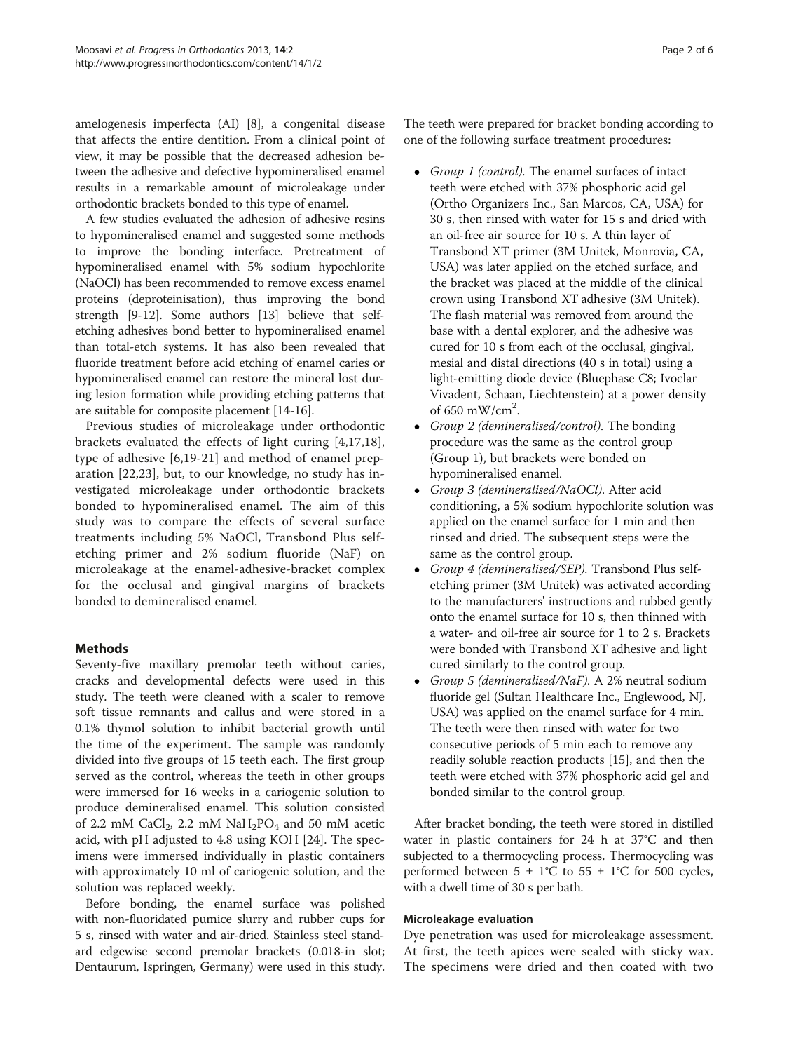amelogenesis imperfecta (AI) [8], a congenital disease that affects the entire dentition. From a clinical point of view, it may be possible that the decreased adhesion between the adhesive and defective hypomineralised enamel results in a remarkable amount of microleakage under orthodontic brackets bonded to this type of enamel.

A few studies evaluated the adhesion of adhesive resins to hypomineralised enamel and suggested some methods to improve the bonding interface. Pretreatment of hypomineralised enamel with 5% sodium hypochlorite (NaOCl) has been recommended to remove excess enamel proteins (deproteinisation), thus improving the bond strength [9-12]. Some authors [13] believe that self-etching adhesives bond better to hypomineralised enamel than total-etch systems. It has also been revealed that fluoride treatment before acid etching of enamel caries or hypomineralised enamel can restore the mineral lost during lesion formation while providing etching patterns that are suitable for composite placement [14-16].

Previous studies of microleakage under orthodontic brackets evaluated the effects of light curing [4,17,18], type of adhesive [6,19-21] and method of enamel preparation [22,23], but, to our knowledge, no study has investigated microleakage under orthodontic brackets bonded to hypomineralised enamel. The aim of this study was to compare the effects of several surface treatments including 5% NaOCl, Transbond Plus self-etching primer and 2% sodium fluoride (NaF) on microleakage at the enamel-adhesive-bracket complex for the occlusal and gingival margins of brackets bonded to demineralised enamel.

## Methods

Seventy-five maxillary premolar teeth without caries, cracks and developmental defects were used in this study. The teeth were cleaned with a scaler to remove soft tissue remnants and callus and were stored in a 0.1% thymol solution to inhibit bacterial growth until the time of the experiment. The sample was randomly divided into five groups of 15 teeth each. The first group served as the control, whereas the teeth in other groups were immersed for 16 weeks in a cariogenic solution to produce demineralised enamel. This solution consisted of 2.2 mM $CaCl_2$, 2.2 mM $NaH_2PO_4$ and 50 mM acetic acid, with pH adjusted to 4.8 using KOH [24]. The specimens were immersed individually in plastic containers with approximately 10 ml of cariogenic solution, and the solution was replaced weekly.

Before bonding, the enamel surface was polished with non-fluoridated pumice slurry and rubber cups for 5 s, rinsed with water and air-dried. Stainless steel standard edgewise second premolar brackets (0.018-in slot; Dentaurum, Ispringen, Germany) were used in this study. The teeth were prepared for bracket bonding according to one of the following surface treatment procedures:

- *Group 1 (control).* The enamel surfaces of intact teeth were etched with 37% phosphoric acid gel (Ortho Organizers Inc., San Marcos, CA, USA) for 30 s, then rinsed with water for 15 s and dried with an oil-free air source for 10 s. A thin layer of Transbond XT primer (3M Unitek, Monrovia, CA, USA) was later applied on the etched surface, and the bracket was placed at the middle of the clinical crown using Transbond XT adhesive (3M Unitek). The flash material was removed from around the base with a dental explorer, and the adhesive was cured for 10 s from each of the occlusal, gingival, mesial and distal directions (40 s in total) using a light-emitting diode device (Bluephase C8; Ivoclar Vivadent, Schaan, Liechtenstein) at a power density of 650 $mW/cm^2$.
- *Group 2 (demineralised/control).* The bonding procedure was the same as the control group (Group 1), but brackets were bonded on hypomineralised enamel.
- *Group 3 (demineralised/NaOCl).* After acid conditioning, a 5% sodium hypochlorite solution was applied on the enamel surface for 1 min and then rinsed and dried. The subsequent steps were the same as the control group.
- *Group 4 (demineralised/SEP).* Transbond Plus self-etching primer (3M Unitek) was activated according to the manufacturers' instructions and rubbed gently onto the enamel surface for 10 s, then thinned with a water- and oil-free air source for 1 to 2 s. Brackets were bonded with Transbond XT adhesive and light cured similarly to the control group.
- *Group 5 (demineralised/NaF).* A 2% neutral sodium fluoride gel (Sultan Healthcare Inc., Englewood, NJ, USA) was applied on the enamel surface for 4 min. The teeth were then rinsed with water for two consecutive periods of 5 min each to remove any readily soluble reaction products [15], and then the teeth were etched with 37% phosphoric acid gel and bonded similar to the control group.

After bracket bonding, the teeth were stored in distilled water in plastic containers for 24 h at 37°C and then subjected to a thermocycling process. Thermocycling was performed between 5 ± 1°C to 55 ± 1°C for 500 cycles, with a dwell time of 30 s per bath.

### Microleakage evaluation

Dye penetration was used for microleakage assessment. At first, the teeth apices were sealed with sticky wax. The specimens were dried and then coated with two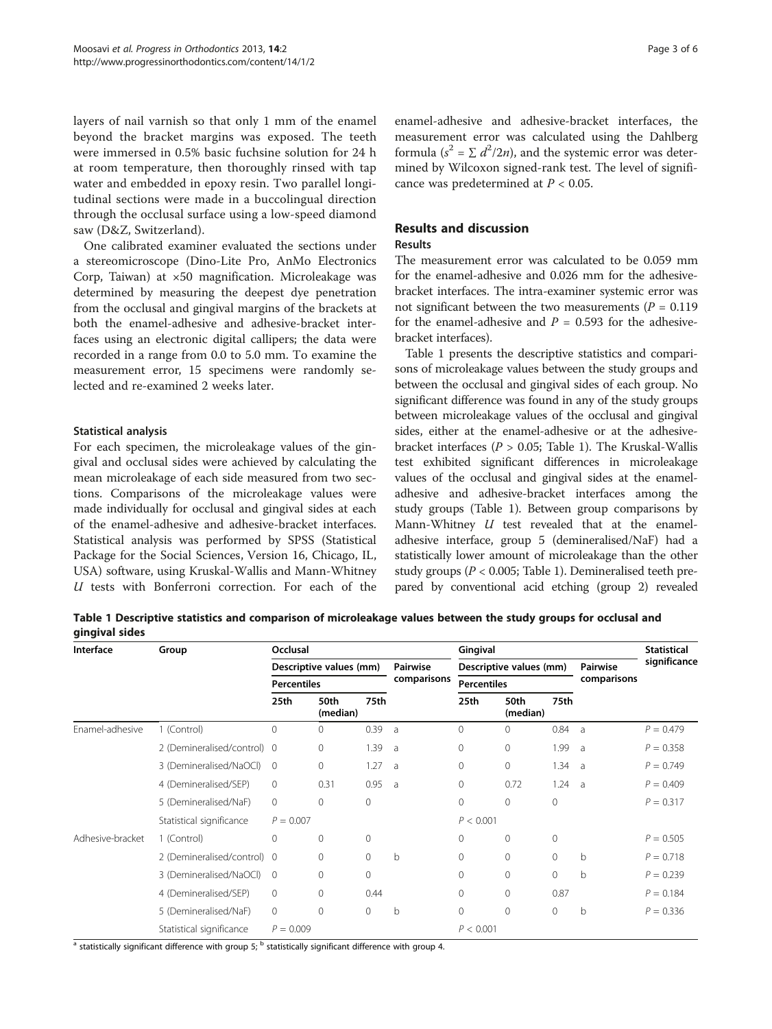layers of nail varnish so that only 1 mm of the enamel beyond the bracket margins was exposed. The teeth were immersed in 0.5% basic fuchsine solution for 24 h at room temperature, then thoroughly rinsed with tap water and embedded in epoxy resin. Two parallel longitudinal sections were made in a buccolingual direction through the occlusal surface using a low-speed diamond saw (D&Z, Switzerland).

One calibrated examiner evaluated the sections under a stereomicroscope (Dino-Lite Pro, AnMo Electronics Corp, Taiwan) at ×50 magnification. Microleakage was determined by measuring the deepest dye penetration from the occlusal and gingival margins of the brackets at both the enamel-adhesive and adhesive-bracket interfaces using an electronic digital callipers; the data were recorded in a range from 0.0 to 5.0 mm. To examine the measurement error, 15 specimens were randomly selected and re-examined 2 weeks later.

### Statistical analysis

For each specimen, the microleakage values of the gingival and occlusal sides were achieved by calculating the mean microleakage of each side measured from two sections. Comparisons of the microleakage values were made individually for occlusal and gingival sides at each of the enamel-adhesive and adhesive-bracket interfaces. Statistical analysis was performed by SPSS (Statistical Package for the Social Sciences, Version 16, Chicago, IL, USA) software, using Kruskal-Wallis and Mann-Whitney *U* tests with Bonferroni correction. For each of the enamel-adhesive and adhesive-bracket interfaces, the measurement error was calculated using the Dahlberg formula ($s^2 = \sum d^2/2n$), and the systemic error was determined by Wilcoxon signed-rank test. The level of significance was predetermined at $P < 0.05$.

## Results and discussion

### Results

The measurement error was calculated to be 0.059 mm for the enamel-adhesive and 0.026 mm for the adhesive-bracket interfaces. The intra-examiner systemic error was not significant between the two measurements ($P = 0.119$ for the enamel-adhesive and $P = 0.593$ for the adhesive-bracket interfaces).

Table 1 presents the descriptive statistics and comparisons of microleakage values between the study groups and between the occlusal and gingival sides of each group. No significant difference was found in any of the study groups between microleakage values of the occlusal and gingival sides, either at the enamel-adhesive or at the adhesive-bracket interfaces ($P > 0.05$; Table 1). The Kruskal-Wallis test exhibited significant differences in microleakage values of the occlusal and gingival sides at the enamel-adhesive and adhesive-bracket interfaces among the study groups (Table 1). Between group comparisons by Mann-Whitney *U* test revealed that at the enamel-adhesive interface, group 5 (demineralised/NaF) had a statistically lower amount of microleakage than the other study groups ($P < 0.005$; Table 1). Demineralised teeth prepared by conventional acid etching (group 2) revealed

**Table 1 Descriptive statistics and comparison of microleakage values between the study groups for occlusal and gingival sides**

| Interface | Group | Occlusal | | | | Gingival | | | | Statistical significance |
|---|---|---|---|---|---|---|---|---|---|---|
| | | Descriptive values (mm) | | | Pairwise comparisons | Descriptive values (mm) | | | Pairwise comparisons | |
| | | Percentiles | | | | Percentiles | | | | |
| | | 25th | 50th (median) | 75th | | 25th | 50th (median) | 75th | | |
| Enamel-adhesive | 1 (Control) | 0 | 0 | 0.39 | a | 0 | 0 | 0.84 | a | $P = 0.479$ |
| | 2 (Demineralised/control) | 0 | 0 | 1.39 | a | 0 | 0 | 1.99 | a | $P = 0.358$ |
| | 3 (Demineralised/NaOCl) | 0 | 0 | 1.27 | a | 0 | 0 | 1.34 | a | $P = 0.749$ |
| | 4 (Demineralised/SEP) | 0 | 0.31 | 0.95 | a | 0 | 0.72 | 1.24 | a | $P = 0.409$ |
| | 5 (Demineralised/NaF) | 0 | 0 | 0 | | 0 | 0 | 0 | | $P = 0.317$ |
| | Statistical significance | $P = 0.007$ | | | | $P < 0.001$ | | | | |
| Adhesive-bracket | 1 (Control) | 0 | 0 | 0 | | 0 | 0 | 0 | | $P = 0.505$ |
| | 2 (Demineralised/control) | 0 | 0 | 0 | b | 0 | 0 | 0 | b | $P = 0.718$ |
| | 3 (Demineralised/NaOCl) | 0 | 0 | 0 | | 0 | 0 | 0 | b | $P = 0.239$ |
| | 4 (Demineralised/SEP) | 0 | 0 | 0.44 | | 0 | 0 | 0.87 | | $P = 0.184$ |
| | 5 (Demineralised/NaF) | 0 | 0 | 0 | b | 0 | 0 | 0 | b | $P = 0.336$ |
| | Statistical significance | $P = 0.009$ | | | | $P < 0.001$ | | | | |

[a] statistically significant difference with group 5; [b] statistically significant difference with group 4.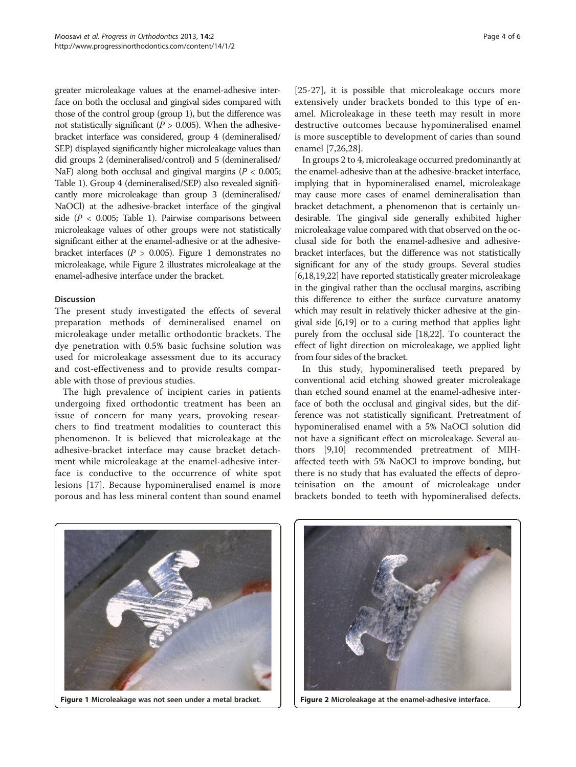greater microleakage values at the enamel-adhesive interface on both the occlusal and gingival sides compared with those of the control group (group 1), but the difference was not statistically significant ($P > 0.005$). When the adhesive-bracket interface was considered, group 4 (demineralised/SEP) displayed significantly higher microleakage values than did groups 2 (demineralised/control) and 5 (demineralised/NaF) along both occlusal and gingival margins ($P < 0.005$; Table 1). Group 4 (demineralised/SEP) also revealed significantly more microleakage than group 3 (demineralised/NaOCl) at the adhesive-bracket interface of the gingival side ($P < 0.005$; Table 1). Pairwise comparisons between microleakage values of other groups were not statistically significant either at the enamel-adhesive or at the adhesive-bracket interfaces ($P > 0.005$). Figure 1 demonstrates no microleakage, while Figure 2 illustrates microleakage at the enamel-adhesive interface under the bracket.

## Discussion

The present study investigated the effects of several preparation methods of demineralised enamel on microleakage under metallic orthodontic brackets. The dye penetration with 0.5% basic fuchsine solution was used for microleakage assessment due to its accuracy and cost-effectiveness and to provide results comparable with those of previous studies.

The high prevalence of incipient caries in patients undergoing fixed orthodontic treatment has been an issue of concern for many years, provoking researchers to find treatment modalities to counteract this phenomenon. It is believed that microleakage at the adhesive-bracket interface may cause bracket detachment while microleakage at the enamel-adhesive interface is conductive to the occurrence of white spot lesions [17]. Because hypomineralised enamel is more porous and has less mineral content than sound enamel [25-27], it is possible that microleakage occurs more extensively under brackets bonded to this type of enamel. Microleakage in these teeth may result in more destructive outcomes because hypomineralised enamel is more susceptible to development of caries than sound enamel [7,26,28].

In groups 2 to 4, microleakage occurred predominantly at the enamel-adhesive than at the adhesive-bracket interface, implying that in hypomineralised enamel, microleakage may cause more cases of enamel demineralisation than bracket detachment, a phenomenon that is certainly undesirable. The gingival side generally exhibited higher microleakage value compared with that observed on the occlusal side for both the enamel-adhesive and adhesive-bracket interfaces, but the difference was not statistically significant for any of the study groups. Several studies [6,18,19,22] have reported statistically greater microleakage in the gingival rather than the occlusal margins, ascribing this difference to either the surface curvature anatomy which may result in relatively thicker adhesive at the gingival side [6,19] or to a curing method that applies light purely from the occlusal side [18,22]. To counteract the effect of light direction on microleakage, we applied light from four sides of the bracket.

In this study, hypomineralised teeth prepared by conventional acid etching showed greater microleakage than etched sound enamel at the enamel-adhesive interface of both the occlusal and gingival sides, but the difference was not statistically significant. Pretreatment of hypomineralised enamel with a 5% NaOCl solution did not have a significant effect on microleakage. Several authors [9,10] recommended pretreatment of MIH-affected teeth with 5% NaOCl to improve bonding, but there is no study that has evaluated the effects of deproteinisation on the amount of microleakage under brackets bonded to teeth with hypomineralised defects.

**Figure 1** Microleakage was not seen under a metal bracket.

**Figure 2** Microleakage at the enamel-adhesive interface.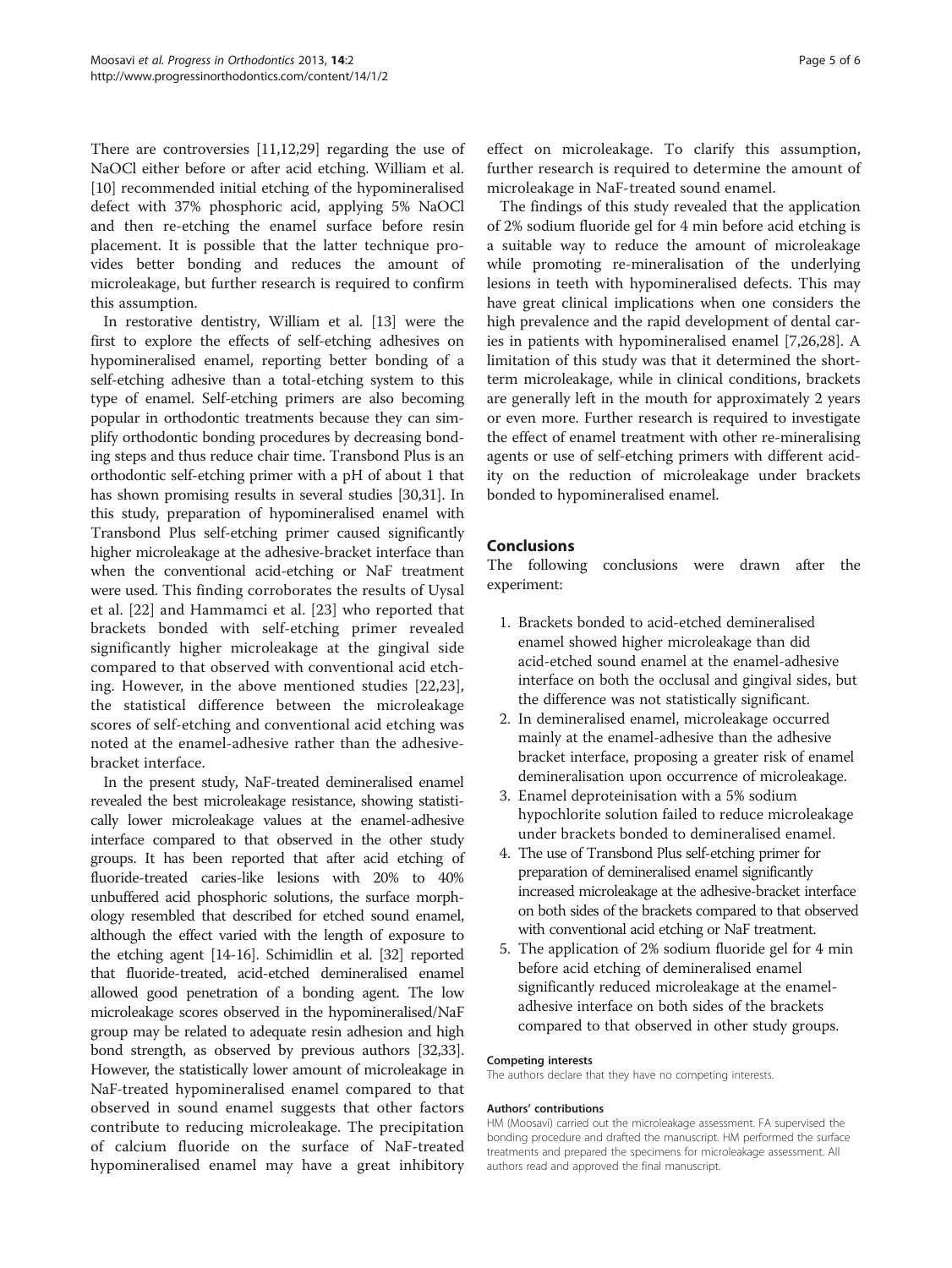There are controversies [11,12,29] regarding the use of NaOCl either before or after acid etching. William et al. [10] recommended initial etching of the hypomineralised defect with 37% phosphoric acid, applying 5% NaOCl and then re-etching the enamel surface before resin placement. It is possible that the latter technique provides better bonding and reduces the amount of microleakage, but further research is required to confirm this assumption.

In restorative dentistry, William et al. [13] were the first to explore the effects of self-etching adhesives on hypomineralised enamel, reporting better bonding of a self-etching adhesive than a total-etching system to this type of enamel. Self-etching primers are also becoming popular in orthodontic treatments because they can simplify orthodontic bonding procedures by decreasing bonding steps and thus reduce chair time. Transbond Plus is an orthodontic self-etching primer with a pH of about 1 that has shown promising results in several studies [30,31]. In this study, preparation of hypomineralised enamel with Transbond Plus self-etching primer caused significantly higher microleakage at the adhesive-bracket interface than when the conventional acid-etching or NaF treatment were used. This finding corroborates the results of Uysal et al. [22] and Hammamci et al. [23] who reported that brackets bonded with self-etching primer revealed significantly higher microleakage at the gingival side compared to that observed with conventional acid etching. However, in the above mentioned studies [22,23], the statistical difference between the microleakage scores of self-etching and conventional acid etching was noted at the enamel-adhesive rather than the adhesive-bracket interface.

In the present study, NaF-treated demineralised enamel revealed the best microleakage resistance, showing statistically lower microleakage values at the enamel-adhesive interface compared to that observed in the other study groups. It has been reported that after acid etching of fluoride-treated caries-like lesions with 20% to 40% unbuffered acid phosphoric solutions, the surface morphology resembled that described for etched sound enamel, although the effect varied with the length of exposure to the etching agent [14-16]. Schimidlin et al. [32] reported that fluoride-treated, acid-etched demineralised enamel allowed good penetration of a bonding agent. The low microleakage scores observed in the hypomineralised/NaF group may be related to adequate resin adhesion and high bond strength, as observed by previous authors [32,33]. However, the statistically lower amount of microleakage in NaF-treated hypomineralised enamel compared to that observed in sound enamel suggests that other factors contribute to reducing microleakage. The precipitation of calcium fluoride on the surface of NaF-treated hypomineralised enamel may have a great inhibitory effect on microleakage. To clarify this assumption, further research is required to determine the amount of microleakage in NaF-treated sound enamel.

The findings of this study revealed that the application of 2% sodium fluoride gel for 4 min before acid etching is a suitable way to reduce the amount of microleakage while promoting re-mineralisation of the underlying lesions in teeth with hypomineralised defects. This may have great clinical implications when one considers the high prevalence and the rapid development of dental caries in patients with hypomineralised enamel [7,26,28]. A limitation of this study was that it determined the short-term microleakage, while in clinical conditions, brackets are generally left in the mouth for approximately 2 years or even more. Further research is required to investigate the effect of enamel treatment with other re-mineralising agents or use of self-etching primers with different acidity on the reduction of microleakage under brackets bonded to hypomineralised enamel.

## Conclusions

The following conclusions were drawn after the experiment:

1. Brackets bonded to acid-etched demineralised enamel showed higher microleakage than did acid-etched sound enamel at the enamel-adhesive interface on both the occlusal and gingival sides, but the difference was not statistically significant.
2. In demineralised enamel, microleakage occurred mainly at the enamel-adhesive than the adhesive bracket interface, proposing a greater risk of enamel demineralisation upon occurrence of microleakage.
3. Enamel deproteinisation with a 5% sodium hypochlorite solution failed to reduce microleakage under brackets bonded to demineralised enamel.
4. The use of Transbond Plus self-etching primer for preparation of demineralised enamel significantly increased microleakage at the adhesive-bracket interface on both sides of the brackets compared to that observed with conventional acid etching or NaF treatment.
5. The application of 2% sodium fluoride gel for 4 min before acid etching of demineralised enamel significantly reduced microleakage at the enamel-adhesive interface on both sides of the brackets compared to that observed in other study groups.

#### Competing interests

The authors declare that they have no competing interests.

#### Authors' contributions

HM (Moosavi) carried out the microleakage assessment. FA supervised the bonding procedure and drafted the manuscript. HM performed the surface treatments and prepared the specimens for microleakage assessment. All authors read and approved the final manuscript.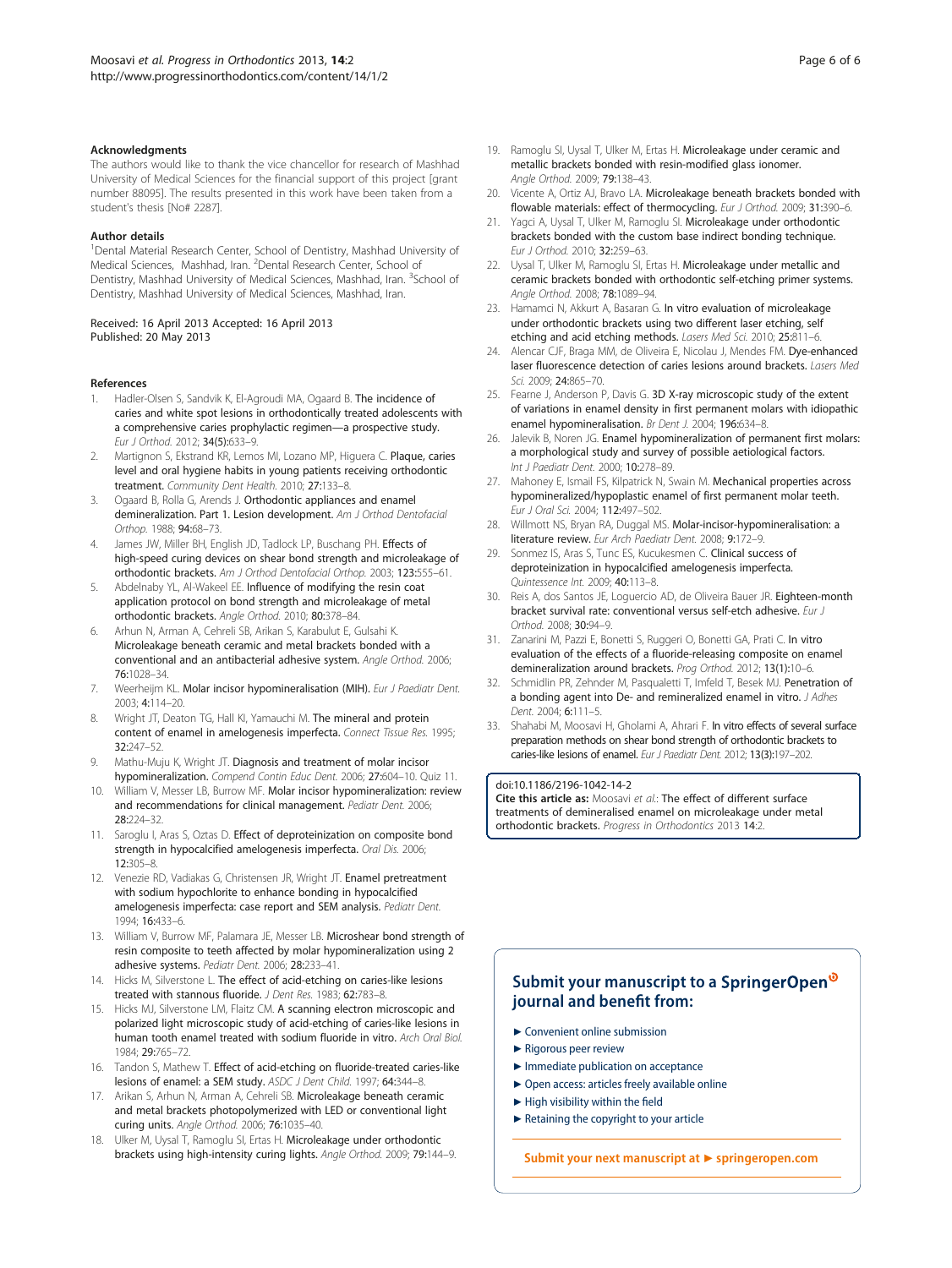### Acknowledgments

The authors would like to thank the vice chancellor for research of Mashhad University of Medical Sciences for the financial support of this project [grant number 88095]. The results presented in this work have been taken from a student's thesis [No# 2287].

### Author details

[1]Dental Material Research Center, School of Dentistry, Mashhad University of Medical Sciences, Mashhad, Iran. [2]Dental Research Center, School of Dentistry, Mashhad University of Medical Sciences, Mashhad, Iran. [3]School of Dentistry, Mashhad University of Medical Sciences, Mashhad, Iran.

Received: 16 April 2013 Accepted: 16 April 2013
Published: 20 May 2013

### References

1. Hadler-Olsen S, Sandvik K, El-Agroudi MA, Ogaard B. The incidence of caries and white spot lesions in orthodontically treated adolescents with a comprehensive caries prophylactic regimen—a prospective study. *Eur J Orthod.* 2012; **34(5)**:633–9.
2. Martignon S, Ekstrand KR, Lemos MI, Lozano MP, Higuera C. Plaque, caries level and oral hygiene habits in young patients receiving orthodontic treatment. *Community Dent Health.* 2010; **27**:133–8.
3. Ogaard B, Rolla G, Arends J. Orthodontic appliances and enamel demineralization. Part 1. Lesion development. *Am J Orthod Dentofacial Orthop.* 1988; **94**:68–73.
4. James JW, Miller BH, English JD, Tadlock LP, Buschang PH. Effects of high-speed curing devices on shear bond strength and microleakage of orthodontic brackets. *Am J Orthod Dentofacial Orthop.* 2003; **123**:555–61.
5. Abdelnaby YL, Al-Wakeel EE. Influence of modifying the resin coat application protocol on bond strength and microleakage of metal orthodontic brackets. *Angle Orthod.* 2010; **80**:378–84.
6. Arhun N, Arman A, Cehreli SB, Arikan S, Karabulut E, Gulsahi K. Microleakage beneath ceramic and metal brackets bonded with a conventional and an antibacterial adhesive system. *Angle Orthod.* 2006; **76**:1028–34.
7. Weerheijm KL. Molar incisor hypomineralisation (MIH). *Eur J Paediatr Dent.* 2003; **4**:114–20.
8. Wright JT, Deaton TG, Hall KI, Yamauchi M. The mineral and protein content of enamel in amelogenesis imperfecta. *Connect Tissue Res.* 1995; **32**:247–52.
9. Mathu-Muju K, Wright JT. Diagnosis and treatment of molar incisor hypomineralization. *Compend Contin Educ Dent.* 2006; **27**:604–10. Quiz 11.
10. William V, Messer LB, Burrow MF. Molar incisor hypomineralization: review and recommendations for clinical management. *Pediatr Dent.* 2006; **28**:224–32.
11. Saroglu I, Aras S, Oztas D. Effect of deproteinization on composite bond strength in hypocalcified amelogenesis imperfecta. *Oral Dis.* 2006; **12**:305–8.
12. Venezie RD, Vadiakas G, Christensen JR, Wright JT. Enamel pretreatment with sodium hypochlorite to enhance bonding in hypocalcified amelogenesis imperfecta: case report and SEM analysis. *Pediatr Dent.* 1994; **16**:433–6.
13. William V, Burrow MF, Palamara JE, Messer LB. Microshear bond strength of resin composite to teeth affected by molar hypomineralization using 2 adhesive systems. *Pediatr Dent.* 2006; **28**:233–41.
14. Hicks M, Silverstone L. The effect of acid-etching on caries-like lesions treated with stannous fluoride. *J Dent Res.* 1983; **62**:783–8.
15. Hicks MJ, Silverstone LM, Flaitz CM. A scanning electron microscopic and polarized light microscopic study of acid-etching of caries-like lesions in human tooth enamel treated with sodium fluoride in vitro. *Arch Oral Biol.* 1984; **29**:765–72.
16. Tandon S, Mathew T. Effect of acid-etching on fluoride-treated caries-like lesions of enamel: a SEM study. *ASDC J Dent Child.* 1997; **64**:344–8.
17. Arikan S, Arhun N, Arman A, Cehreli SB. Microleakage beneath ceramic and metal brackets photopolymerized with LED or conventional light curing units. *Angle Orthod.* 2006; **76**:1035–40.
18. Ulker M, Uysal T, Ramoglu SI, Ertas H. Microleakage under orthodontic brackets using high-intensity curing lights. *Angle Orthod.* 2009; **79**:144–9.
19. Ramoglu SI, Uysal T, Ulker M, Ertas H. Microleakage under ceramic and metallic brackets bonded with resin-modified glass ionomer. *Angle Orthod.* 2009; **79**:138–43.
20. Vicente A, Ortiz AJ, Bravo LA. Microleakage beneath brackets bonded with flowable materials: effect of thermocycling. *Eur J Orthod.* 2009; **31**:390–6.
21. Yagci A, Uysal T, Ulker M, Ramoglu SI. Microleakage under orthodontic brackets bonded with the custom base indirect bonding technique. *Eur J Orthod.* 2010; **32**:259–63.
22. Uysal T, Ulker M, Ramoglu SI, Ertas H. Microleakage under metallic and ceramic brackets bonded with orthodontic self-etching primer systems. *Angle Orthod.* 2008; **78**:1089–94.
23. Hamamci N, Akkurt A, Basaran G. In vitro evaluation of microleakage under orthodontic brackets using two different laser etching, self etching and acid etching methods. *Lasers Med Sci.* 2010; **25**:811–6.
24. Alencar CJF, Braga MM, de Oliveira E, Nicolau J, Mendes FM. Dye-enhanced laser fluorescence detection of caries lesions around brackets. *Lasers Med Sci.* 2009; **24**:865–70.
25. Fearne J, Anderson P, Davis G. 3D X-ray microscopic study of the extent of variations in enamel density in first permanent molars with idiopathic enamel hypomineralisation. *Br Dent J.* 2004; **196**:634–8.
26. Jalevik B, Noren JG. Enamel hypomineralization of permanent first molars: a morphological study and survey of possible aetiological factors. *Int J Paediatr Dent.* 2000; **10**:278–89.
27. Mahoney E, Ismail FS, Kilpatrick N, Swain M. Mechanical properties across hypomineralized/hypoplastic enamel of first permanent molar teeth. *Eur J Oral Sci.* 2004; **112**:497–502.
28. Willmott NS, Bryan RA, Duggal MS. Molar-incisor-hypomineralisation: a literature review. *Eur Arch Paediatr Dent.* 2008; **9**:172–9.
29. Sonmez IS, Aras S, Tunc ES, Kucukesmen C. Clinical success of deproteinization in hypocalcified amelogenesis imperfecta. *Quintessence Int.* 2009; **40**:113–8.
30. Reis A, dos Santos JE, Loguercio AD, de Oliveira Bauer JR. Eighteen-month bracket survival rate: conventional versus self-etch adhesive. *Eur J Orthod.* 2008; **30**:94–9.
31. Zanarini M, Pazzi E, Bonetti S, Ruggeri O, Bonetti GA, Prati C. In vitro evaluation of the effects of a fluoride-releasing composite on enamel demineralization around brackets. *Prog Orthod.* 2012; **13(1)**:10–6.
32. Schmidlin PR, Zehnder M, Pasqualetti T, Imfeld T, Besek MJ. Penetration of a bonding agent into De- and remineralized enamel in vitro. *J Adhes Dent.* 2004; **6**:111–5.
33. Shahabi M, Moosavi H, Gholami A, Ahrari F. In vitro effects of several surface preparation methods on shear bond strength of orthodontic brackets to caries-like lesions of enamel. *Eur J Paediatr Dent.* 2012; **13(3)**:197–202.

doi:10.1186/2196-1042-14-2

**Cite this article as:** Moosavi *et al.*: The effect of different surface treatments of demineralised enamel on microleakage under metal orthodontic brackets. *Progress in Orthodontics* 2013 **14**:2.

**Submit your manuscript to a SpringerOpen journal and benefit from:**

- ► Convenient online submission
- ► Rigorous peer review
- ► Immediate publication on acceptance
- ► Open access: articles freely available online
- ► High visibility within the field
- ► Retaining the copyright to your article

**Submit your next manuscript at ► springeropen.com**